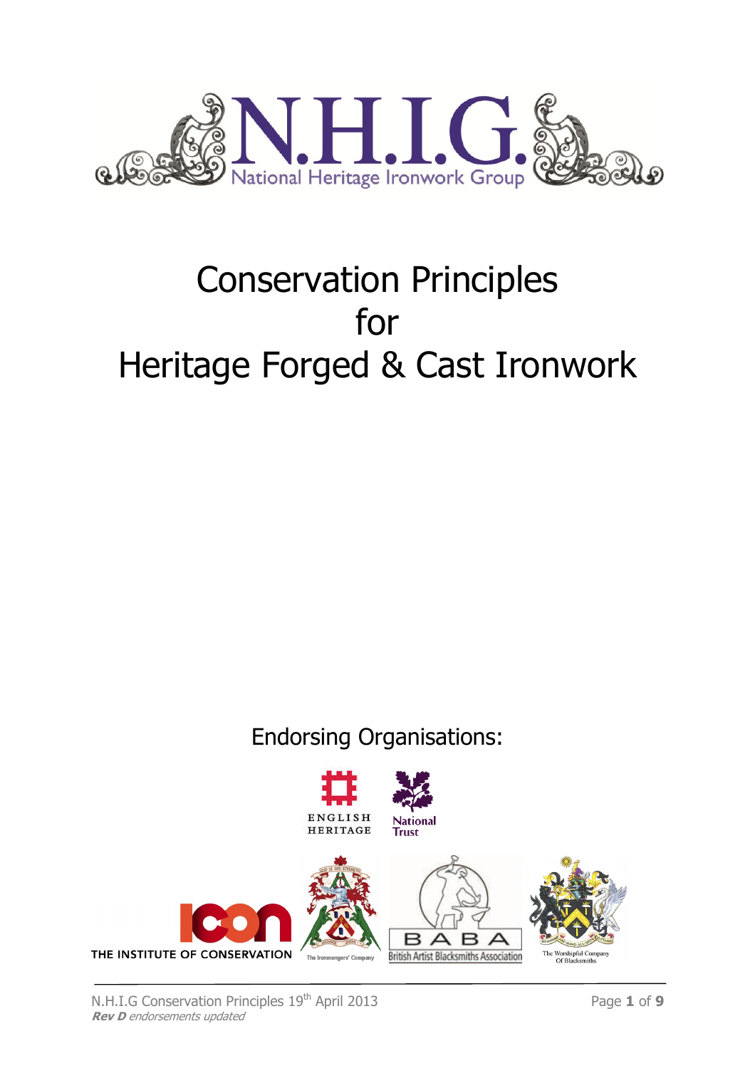# N.H.I.G.

National Heritage Ironwork Group

# Conservation Principles for Heritage Forged & Cast Ironwork

Endorsing Organisations:

English Heritage

National Trust

The Institute of Conservation

The Ironmongers' Company

BABA British Artist Blacksmiths Association

The Worshipful Company Of Blacksmiths

N.H.I.G Conservation Principles 19th April 2013

***Rev D*** *endorsements updated*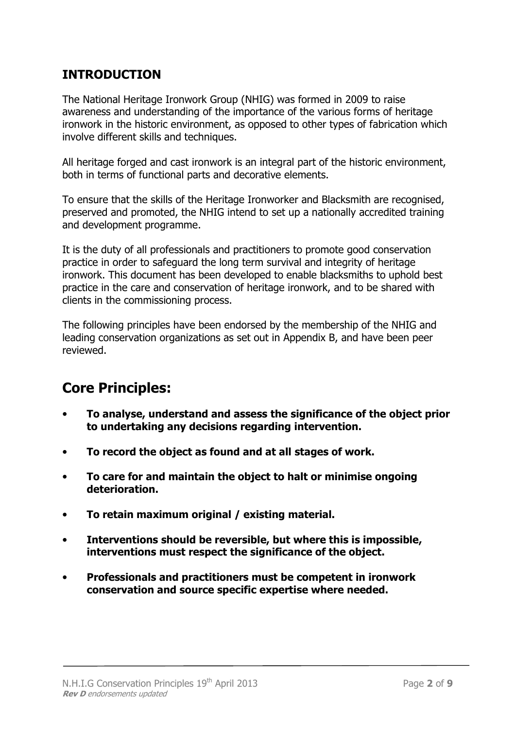## INTRODUCTION

The National Heritage Ironwork Group (NHIG) was formed in 2009 to raise awareness and understanding of the importance of the various forms of heritage ironwork in the historic environment, as opposed to other types of fabrication which involve different skills and techniques.

All heritage forged and cast ironwork is an integral part of the historic environment, both in terms of functional parts and decorative elements.

To ensure that the skills of the Heritage Ironworker and Blacksmith are recognised, preserved and promoted, the NHIG intend to set up a nationally accredited training and development programme.

It is the duty of all professionals and practitioners to promote good conservation practice in order to safeguard the long term survival and integrity of heritage ironwork. This document has been developed to enable blacksmiths to uphold best practice in the care and conservation of heritage ironwork, and to be shared with clients in the commissioning process.

The following principles have been endorsed by the membership of the NHIG and leading conservation organizations as set out in Appendix B, and have been peer reviewed.

# Core Principles:

- **To analyse, understand and assess the significance of the object prior to undertaking any decisions regarding intervention.**
- **To record the object as found and at all stages of work.**
- **To care for and maintain the object to halt or minimise ongoing deterioration.**
- **To retain maximum original / existing material.**
- **Interventions should be reversible, but where this is impossible, interventions must respect the significance of the object.**
- **Professionals and practitioners must be competent in ironwork conservation and source specific expertise where needed.**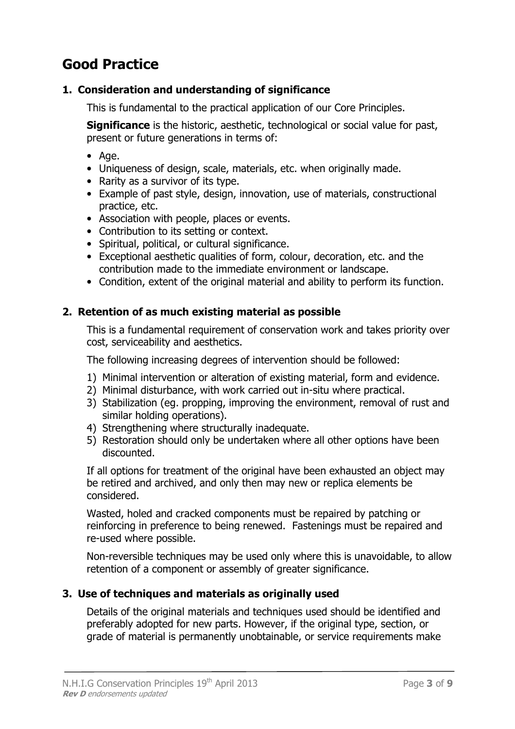# Good Practice

## 1. Consideration and understanding of significance

This is fundamental to the practical application of our Core Principles.

**Significance** is the historic, aesthetic, technological or social value for past, present or future generations in terms of:

- Age.
- Uniqueness of design, scale, materials, etc. when originally made.
- Rarity as a survivor of its type.
- Example of past style, design, innovation, use of materials, constructional practice, etc.
- Association with people, places or events.
- Contribution to its setting or context.
- Spiritual, political, or cultural significance.
- Exceptional aesthetic qualities of form, colour, decoration, etc. and the contribution made to the immediate environment or landscape.
- Condition, extent of the original material and ability to perform its function.

## 2. Retention of as much existing material as possible

This is a fundamental requirement of conservation work and takes priority over cost, serviceability and aesthetics.

The following increasing degrees of intervention should be followed:

1) Minimal intervention or alteration of existing material, form and evidence.
2) Minimal disturbance, with work carried out in-situ where practical.
3) Stabilization (eg. propping, improving the environment, removal of rust and similar holding operations).
4) Strengthening where structurally inadequate.
5) Restoration should only be undertaken where all other options have been discounted.

If all options for treatment of the original have been exhausted an object may be retired and archived, and only then may new or replica elements be considered.

Wasted, holed and cracked components must be repaired by patching or reinforcing in preference to being renewed. Fastenings must be repaired and re-used where possible.

Non-reversible techniques may be used only where this is unavoidable, to allow retention of a component or assembly of greater significance.

## 3. Use of techniques and materials as originally used

Details of the original materials and techniques used should be identified and preferably adopted for new parts. However, if the original type, section, or grade of material is permanently unobtainable, or service requirements make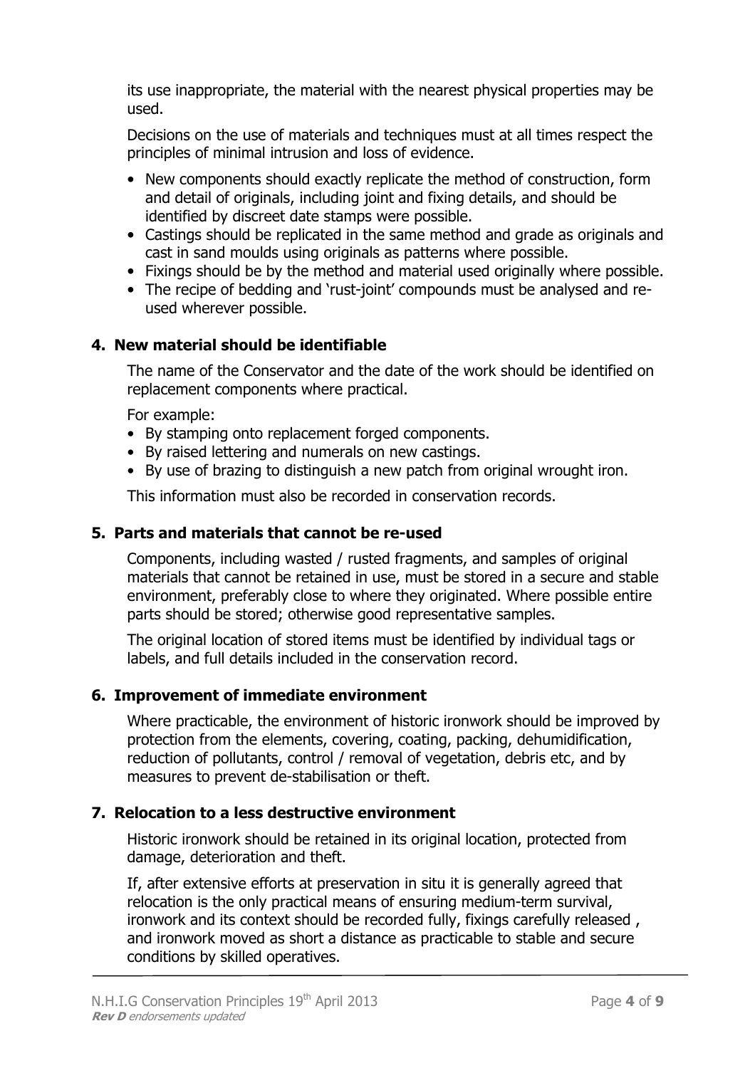its use inappropriate, the material with the nearest physical properties may be used.

Decisions on the use of materials and techniques must at all times respect the principles of minimal intrusion and loss of evidence.

- New components should exactly replicate the method of construction, form and detail of originals, including joint and fixing details, and should be identified by discreet date stamps were possible.
- Castings should be replicated in the same method and grade as originals and cast in sand moulds using originals as patterns where possible.
- Fixings should be by the method and material used originally where possible.
- The recipe of bedding and 'rust-joint' compounds must be analysed and re-used wherever possible.

## 4. New material should be identifiable

The name of the Conservator and the date of the work should be identified on replacement components where practical.

For example:

- By stamping onto replacement forged components.
- By raised lettering and numerals on new castings.
- By use of brazing to distinguish a new patch from original wrought iron.

This information must also be recorded in conservation records.

## 5. Parts and materials that cannot be re-used

Components, including wasted / rusted fragments, and samples of original materials that cannot be retained in use, must be stored in a secure and stable environment, preferably close to where they originated. Where possible entire parts should be stored; otherwise good representative samples.

The original location of stored items must be identified by individual tags or labels, and full details included in the conservation record.

## 6. Improvement of immediate environment

Where practicable, the environment of historic ironwork should be improved by protection from the elements, covering, coating, packing, dehumidification, reduction of pollutants, control / removal of vegetation, debris etc, and by measures to prevent de-stabilisation or theft.

## 7. Relocation to a less destructive environment

Historic ironwork should be retained in its original location, protected from damage, deterioration and theft.

If, after extensive efforts at preservation in situ it is generally agreed that relocation is the only practical means of ensuring medium-term survival, ironwork and its context should be recorded fully, fixings carefully released , and ironwork moved as short a distance as practicable to stable and secure conditions by skilled operatives.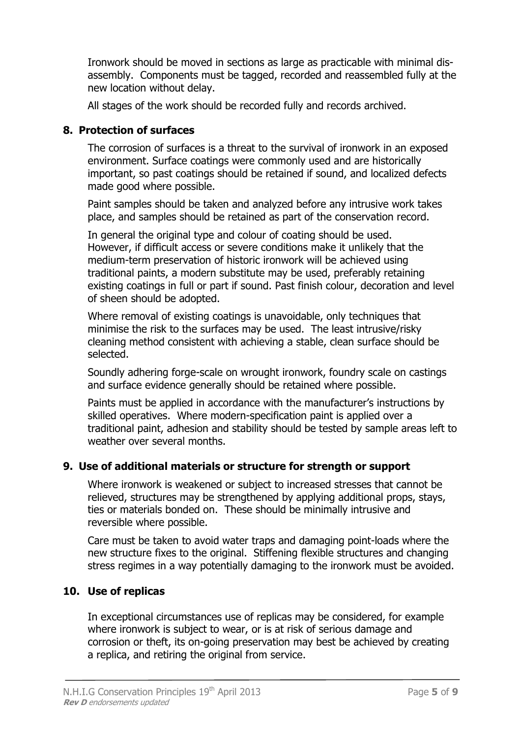Ironwork should be moved in sections as large as practicable with minimal dis-assembly. Components must be tagged, recorded and reassembled fully at the new location without delay.

All stages of the work should be recorded fully and records archived.

## 8. Protection of surfaces

The corrosion of surfaces is a threat to the survival of ironwork in an exposed environment. Surface coatings were commonly used and are historically important, so past coatings should be retained if sound, and localized defects made good where possible.

Paint samples should be taken and analyzed before any intrusive work takes place, and samples should be retained as part of the conservation record.

In general the original type and colour of coating should be used. However, if difficult access or severe conditions make it unlikely that the medium-term preservation of historic ironwork will be achieved using traditional paints, a modern substitute may be used, preferably retaining existing coatings in full or part if sound. Past finish colour, decoration and level of sheen should be adopted.

Where removal of existing coatings is unavoidable, only techniques that minimise the risk to the surfaces may be used. The least intrusive/risky cleaning method consistent with achieving a stable, clean surface should be selected.

Soundly adhering forge-scale on wrought ironwork, foundry scale on castings and surface evidence generally should be retained where possible.

Paints must be applied in accordance with the manufacturer's instructions by skilled operatives. Where modern-specification paint is applied over a traditional paint, adhesion and stability should be tested by sample areas left to weather over several months.

## 9. Use of additional materials or structure for strength or support

Where ironwork is weakened or subject to increased stresses that cannot be relieved, structures may be strengthened by applying additional props, stays, ties or materials bonded on. These should be minimally intrusive and reversible where possible.

Care must be taken to avoid water traps and damaging point-loads where the new structure fixes to the original. Stiffening flexible structures and changing stress regimes in a way potentially damaging to the ironwork must be avoided.

## 10. Use of replicas

In exceptional circumstances use of replicas may be considered, for example where ironwork is subject to wear, or is at risk of serious damage and corrosion or theft, its on-going preservation may best be achieved by creating a replica, and retiring the original from service.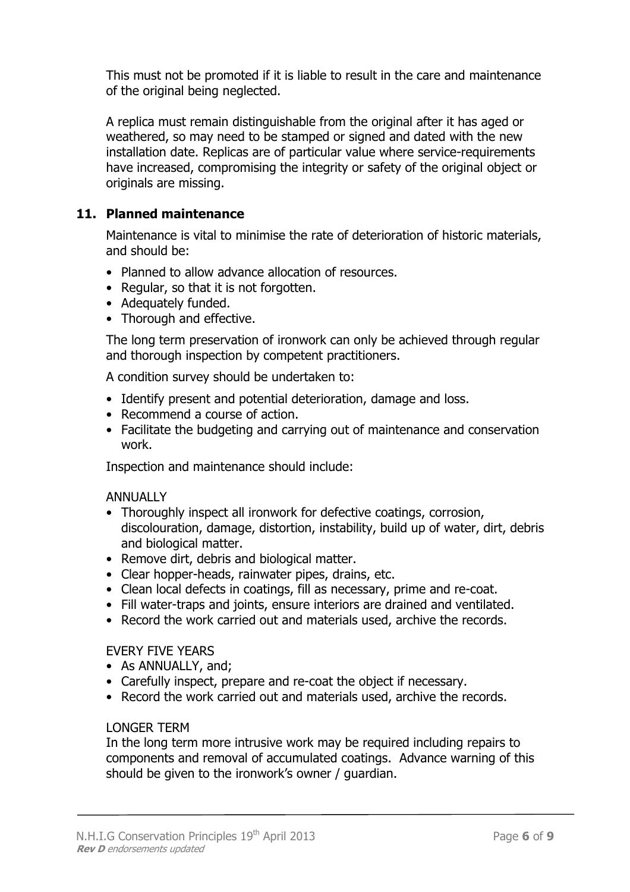This must not be promoted if it is liable to result in the care and maintenance of the original being neglected.

A replica must remain distinguishable from the original after it has aged or weathered, so may need to be stamped or signed and dated with the new installation date. Replicas are of particular value where service-requirements have increased, compromising the integrity or safety of the original object or originals are missing.

## 11. Planned maintenance

Maintenance is vital to minimise the rate of deterioration of historic materials, and should be:

- Planned to allow advance allocation of resources.
- Regular, so that it is not forgotten.
- Adequately funded.
- Thorough and effective.

The long term preservation of ironwork can only be achieved through regular and thorough inspection by competent practitioners.

A condition survey should be undertaken to:

- Identify present and potential deterioration, damage and loss.
- Recommend a course of action.
- Facilitate the budgeting and carrying out of maintenance and conservation work.

Inspection and maintenance should include:

ANNUALLY

- Thoroughly inspect all ironwork for defective coatings, corrosion, discolouration, damage, distortion, instability, build up of water, dirt, debris and biological matter.
- Remove dirt, debris and biological matter.
- Clear hopper-heads, rainwater pipes, drains, etc.
- Clean local defects in coatings, fill as necessary, prime and re-coat.
- Fill water-traps and joints, ensure interiors are drained and ventilated.
- Record the work carried out and materials used, archive the records.

EVERY FIVE YEARS

- As ANNUALLY, and;
- Carefully inspect, prepare and re-coat the object if necessary.
- Record the work carried out and materials used, archive the records.

LONGER TERM

In the long term more intrusive work may be required including repairs to components and removal of accumulated coatings. Advance warning of this should be given to the ironwork's owner / guardian.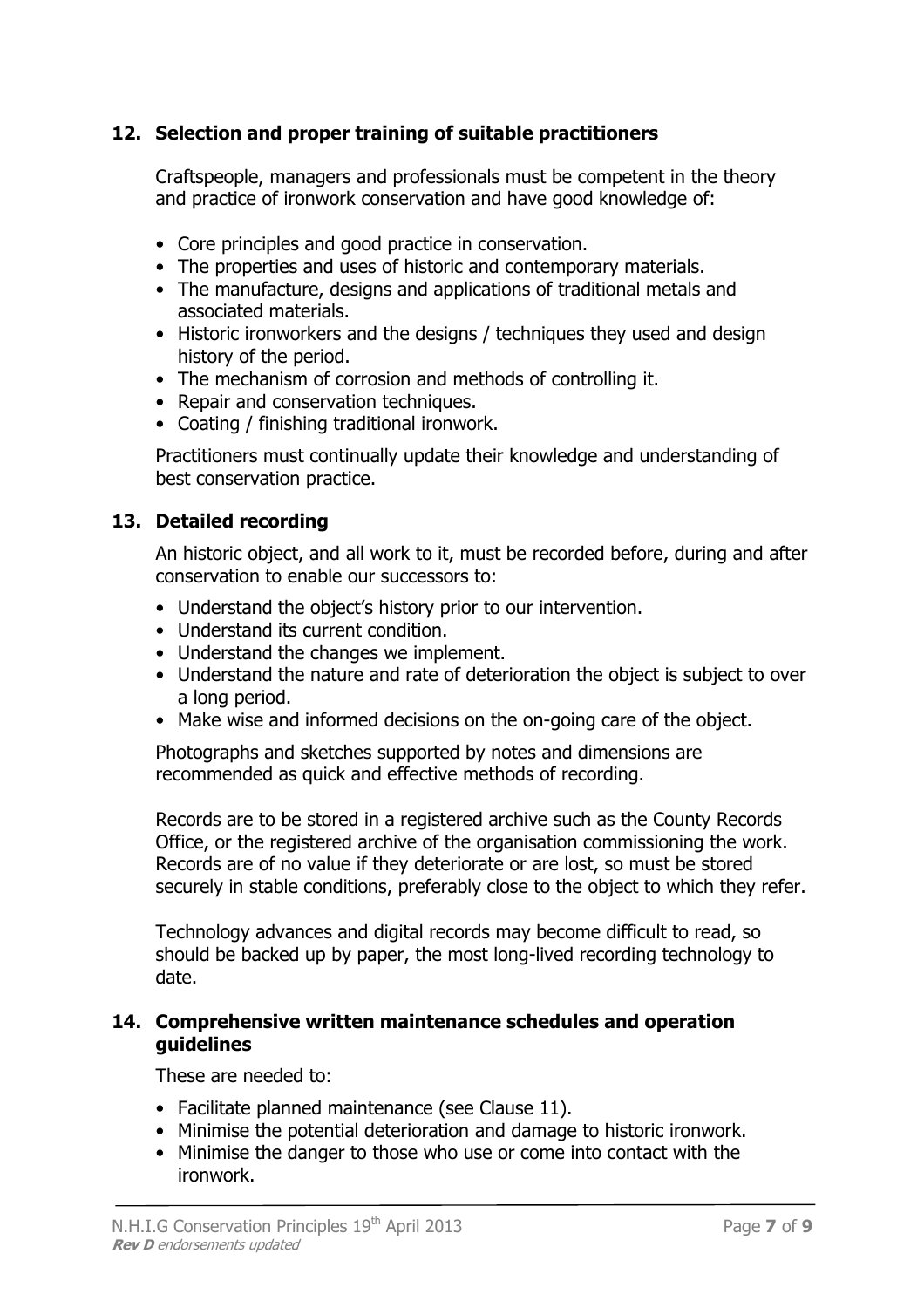## 12. Selection and proper training of suitable practitioners

Craftspeople, managers and professionals must be competent in the theory and practice of ironwork conservation and have good knowledge of:

- Core principles and good practice in conservation.
- The properties and uses of historic and contemporary materials.
- The manufacture, designs and applications of traditional metals and associated materials.
- Historic ironworkers and the designs / techniques they used and design history of the period.
- The mechanism of corrosion and methods of controlling it.
- Repair and conservation techniques.
- Coating / finishing traditional ironwork.

Practitioners must continually update their knowledge and understanding of best conservation practice.

## 13. Detailed recording

An historic object, and all work to it, must be recorded before, during and after conservation to enable our successors to:

- Understand the object's history prior to our intervention.
- Understand its current condition.
- Understand the changes we implement.
- Understand the nature and rate of deterioration the object is subject to over a long period.
- Make wise and informed decisions on the on-going care of the object.

Photographs and sketches supported by notes and dimensions are recommended as quick and effective methods of recording.

Records are to be stored in a registered archive such as the County Records Office, or the registered archive of the organisation commissioning the work. Records are of no value if they deteriorate or are lost, so must be stored securely in stable conditions, preferably close to the object to which they refer.

Technology advances and digital records may become difficult to read, so should be backed up by paper, the most long-lived recording technology to date.

## 14. Comprehensive written maintenance schedules and operation guidelines

These are needed to:

- Facilitate planned maintenance (see Clause 11).
- Minimise the potential deterioration and damage to historic ironwork.
- Minimise the danger to those who use or come into contact with the ironwork.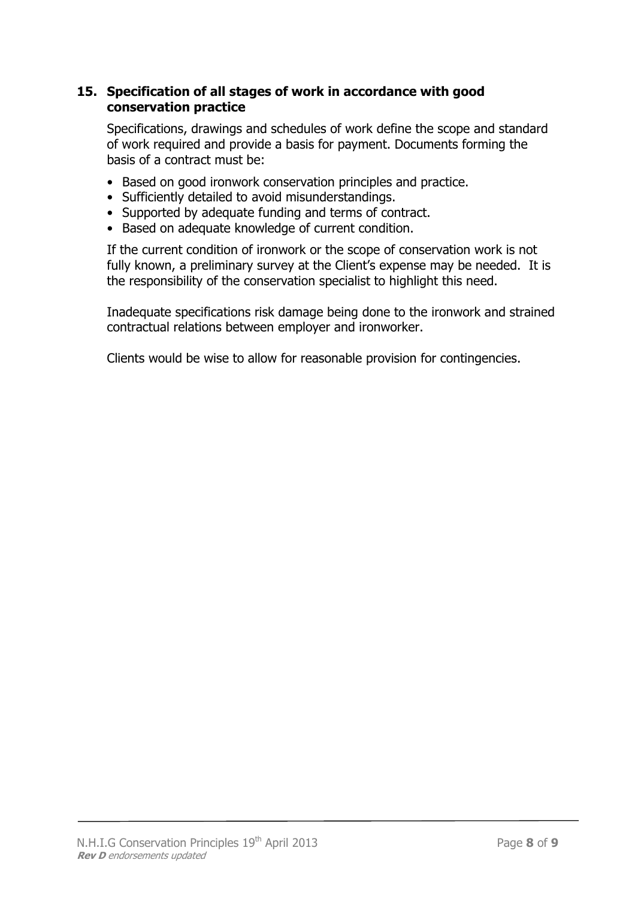## 15. Specification of all stages of work in accordance with good conservation practice

Specifications, drawings and schedules of work define the scope and standard of work required and provide a basis for payment. Documents forming the basis of a contract must be:

- Based on good ironwork conservation principles and practice.
- Sufficiently detailed to avoid misunderstandings.
- Supported by adequate funding and terms of contract.
- Based on adequate knowledge of current condition.

If the current condition of ironwork or the scope of conservation work is not fully known, a preliminary survey at the Client's expense may be needed. It is the responsibility of the conservation specialist to highlight this need.

Inadequate specifications risk damage being done to the ironwork and strained contractual relations between employer and ironworker.

Clients would be wise to allow for reasonable provision for contingencies.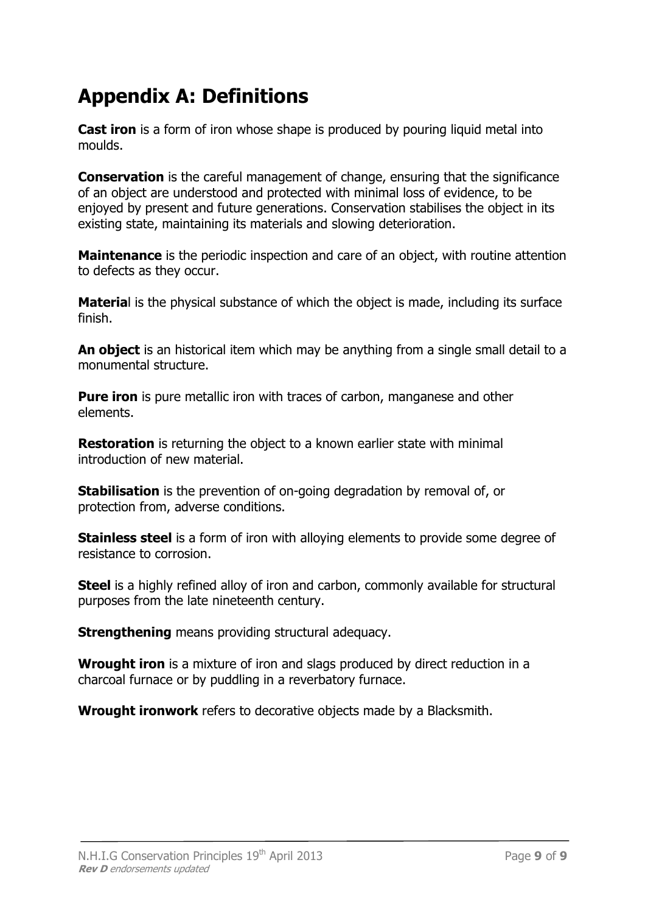# Appendix A: Definitions

**Cast iron** is a form of iron whose shape is produced by pouring liquid metal into moulds.

**Conservation** is the careful management of change, ensuring that the significance of an object are understood and protected with minimal loss of evidence, to be enjoyed by present and future generations. Conservation stabilises the object in its existing state, maintaining its materials and slowing deterioration.

**Maintenance** is the periodic inspection and care of an object, with routine attention to defects as they occur.

**Materia**l is the physical substance of which the object is made, including its surface finish.

**An object** is an historical item which may be anything from a single small detail to a monumental structure.

**Pure iron** is pure metallic iron with traces of carbon, manganese and other elements.

**Restoration** is returning the object to a known earlier state with minimal introduction of new material.

**Stabilisation** is the prevention of on-going degradation by removal of, or protection from, adverse conditions.

**Stainless steel** is a form of iron with alloying elements to provide some degree of resistance to corrosion.

**Steel** is a highly refined alloy of iron and carbon, commonly available for structural purposes from the late nineteenth century.

**Strengthening** means providing structural adequacy.

**Wrought iron** is a mixture of iron and slags produced by direct reduction in a charcoal furnace or by puddling in a reverbatory furnace.

**Wrought ironwork** refers to decorative objects made by a Blacksmith.